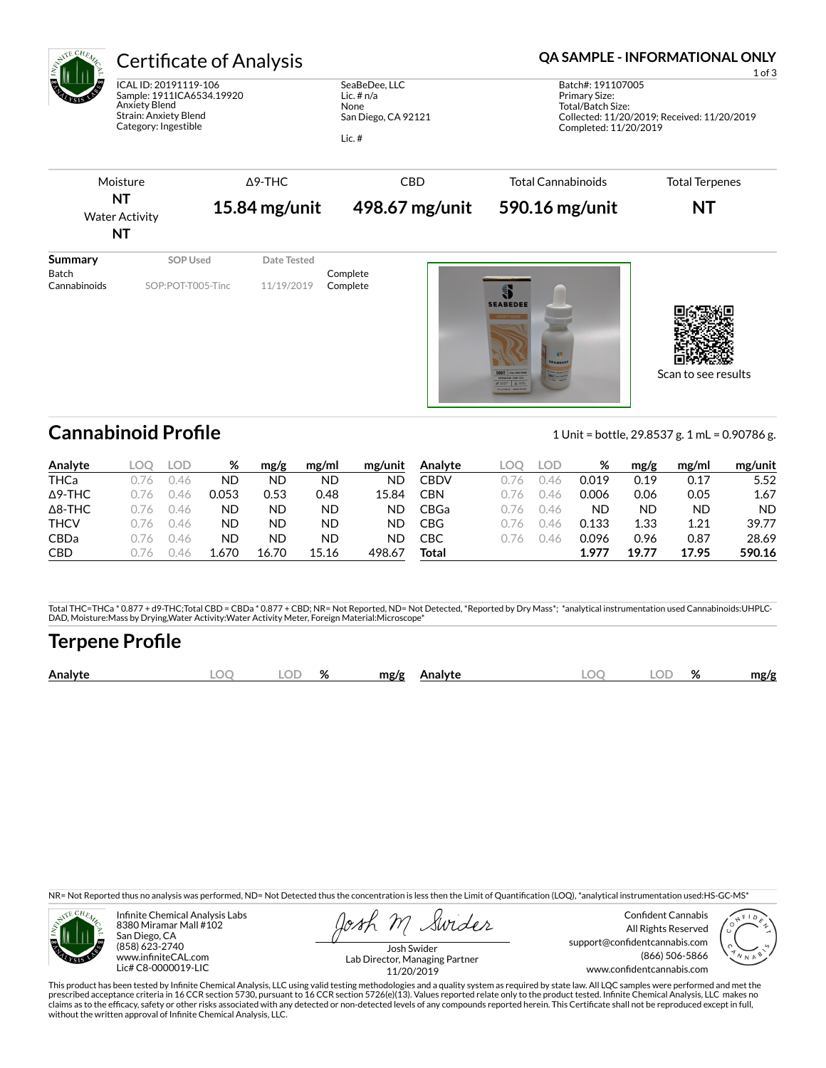# Certificate of Analysis

**QA SAMPLE - INFORMATIONAL ONLY**

ICAL ID: 20191119-106
Sample: 1911ICA6534.19920
Anxiety Blend
Strain: Anxiety Blend
Category: Ingestible

SeaBeDee, LLC
Lic. # n/a
None
San Diego, CA 92121

Lic. #

Batch#: 191107005
Primary Size:
Total/Batch Size:
Collected: 11/20/2019; Received: 11/20/2019
Completed: 11/20/2019

| Moisture | Δ9-THC | CBD | Total Cannabinoids | Total Terpenes |
|---|---|---|---|---|
| **NT** | **15.84 mg/unit** | **498.67 mg/unit** | **590.16 mg/unit** | **NT** |
| Water Activity | | | | |
| **NT** | | | | |

| Summary | SOP Used | Date Tested | |
|---|---|---|---|
| Batch | | | Complete |
| Cannabinoids | SOP:POT-T005-Tinc | 11/19/2019 | Complete |

Scan to see results

## Cannabinoid Profile

1 Unit = bottle, 29.8537 g. 1 mL = 0.90786 g.

| Analyte | LOQ | LOD | % | mg/g | mg/ml | mg/unit |
|---|---|---|---|---|---|---|
| THCa | 0.76 | 0.46 | ND | ND | ND | ND |
| Δ9-THC | 0.76 | 0.46 | 0.053 | 0.53 | 0.48 | 15.84 |
| Δ8-THC | 0.76 | 0.46 | ND | ND | ND | ND |
| THCV | 0.76 | 0.46 | ND | ND | ND | ND |
| CBDa | 0.76 | 0.46 | ND | ND | ND | ND |
| CBD | 0.76 | 0.46 | 1.670 | 16.70 | 15.16 | 498.67 |
| CBDV | 0.76 | 0.46 | 0.019 | 0.19 | 0.17 | 5.52 |
| CBN | 0.76 | 0.46 | 0.006 | 0.06 | 0.05 | 1.67 |
| CBGa | 0.76 | 0.46 | ND | ND | ND | ND |
| CBG | 0.76 | 0.46 | 0.133 | 1.33 | 1.21 | 39.77 |
| CBC | 0.76 | 0.46 | 0.096 | 0.96 | 0.87 | 28.69 |
| **Total** | | | **1.977** | **19.77** | **17.95** | **590.16** |

Total THC=THCa * 0.877 + d9-THC;Total CBD = CBDa * 0.877 + CBD; NR= Not Reported, ND= Not Detected, *Reported by Dry Mass*; *analytical instrumentation used Cannabinoids:UHPLC-DAD, Moisture:Mass by Drying,Water Activity:Water Activity Meter, Foreign Material:Microscope*

## Terpene Profile

| Analyte | LOQ | LOD | % | mg/g | Analyte | LOQ | LOD | % | mg/g |
|---|---|---|---|---|---|---|---|---|---|

NR= Not Reported thus no analysis was performed, ND= Not Detected thus the concentration is less then the Limit of Quantification (LOQ), *analytical instrumentation used:HS-GC-MS*

Infinite Chemical Analysis Labs
8380 Miramar Mall #102
San Diego, CA
(858) 623-2740
www.infiniteCAL.com
Lic# C8-0000019-LIC

Josh Swider
Lab Director, Managing Partner
11/20/2019

Confident Cannabis
All Rights Reserved
support@confidentcannabis.com
(866) 506-5866
www.confidentcannabis.com

This product has been tested by Infinite Chemical Analysis, LLC using valid testing methodologies and a quality system as required by state law. All LQC samples were performed and met the prescribed acceptance criteria in 16 CCR section 5730, pursuant to 16 CCR section 5726(e)(13). Values reported relate only to the product tested. Infinite Chemical Analysis, LLC makes no claims as to the efficacy, safety or other risks associated with any detected or non-detected levels of any compounds reported herein. This Certificate shall not be reproduced except in full, without the written approval of Infinite Chemical Analysis, LLC.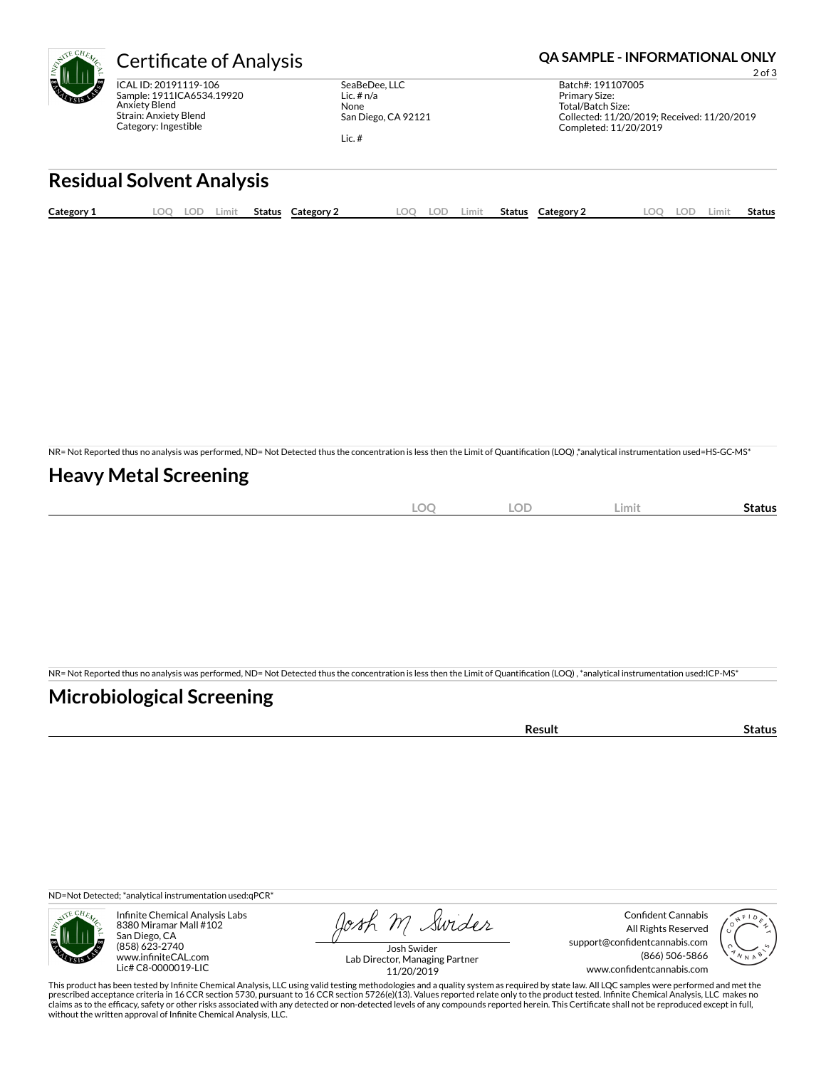# Certificate of Analysis

**QA SAMPLE - INFORMATIONAL ONLY**

ICAL ID: 20191119-106
Sample: 1911ICA6534.19920
Anxiety Blend
Strain: Anxiety Blend
Category: Ingestible

SeaBeDee, LLC
Lic. # n/a
None
San Diego, CA 92121

Lic. #

Batch#: 191107005
Primary Size:
Total/Batch Size:
Collected: 11/20/2019; Received: 11/20/2019
Completed: 11/20/2019

## Residual Solvent Analysis

| Category 1 | LOQ | LOD | Limit | Status | Category 2 | LOQ | LOD | Limit | Status | Category 2 | LOQ | LOD | Limit | Status |
|---|---|---|---|---|---|---|---|---|---|---|---|---|---|---|

NR= Not Reported thus no analysis was performed, ND= Not Detected thus the concentration is less then the Limit of Quantification (LOQ) ,*analytical instrumentation used=HS-GC-MS*

## Heavy Metal Screening

| | LOQ | LOD | Limit | Status |
|---|---|---|---|---|

NR= Not Reported thus no analysis was performed, ND= Not Detected thus the concentration is less then the Limit of Quantification (LOQ) , *analytical instrumentation used:ICP-MS*

## Microbiological Screening

| | Result | Status |
|---|---|---|

ND=Not Detected; *analytical instrumentation used:qPCR*

Infinite Chemical Analysis Labs
8380 Miramar Mall #102
San Diego, CA
(858) 623-2740
www.infiniteCAL.com
Lic# C8-0000019-LIC

Josh Swider
Lab Director, Managing Partner
11/20/2019

Confident Cannabis
All Rights Reserved
support@confidentcannabis.com
(866) 506-5866
www.confidentcannabis.com

This product has been tested by Infinite Chemical Analysis, LLC using valid testing methodologies and a quality system as required by state law. All LQC samples were performed and met the prescribed acceptance criteria in 16 CCR section 5730, pursuant to 16 CCR section 5726(e)(13). Values reported relate only to the product tested. Infinite Chemical Analysis, LLC makes no claims as to the efficacy, safety or other risks associated with any detected or non-detected levels of any compounds reported herein. This Certificate shall not be reproduced except in full, without the written approval of Infinite Chemical Analysis, LLC.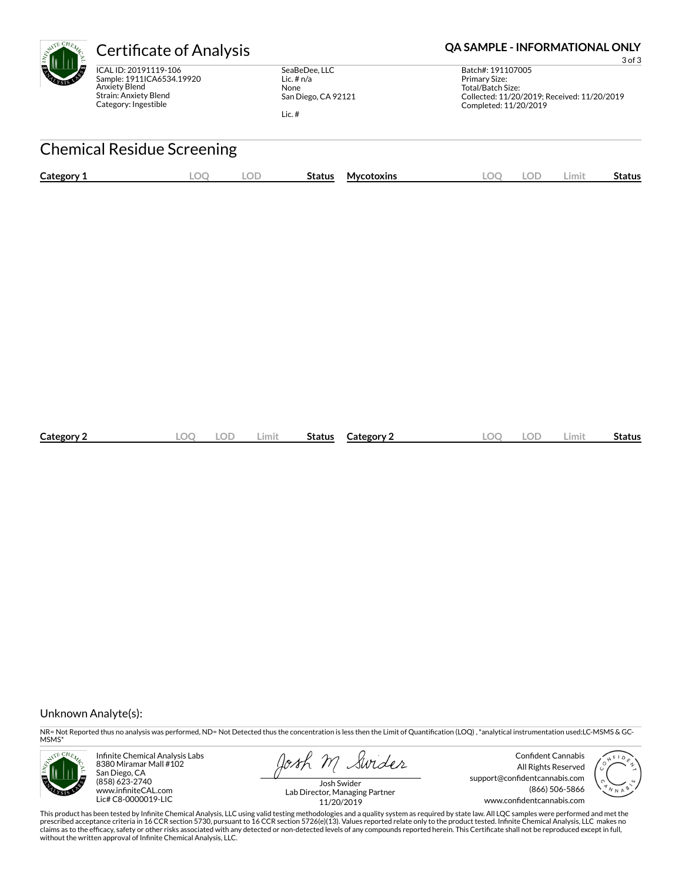# Certificate of Analysis

**QA SAMPLE - INFORMATIONAL ONLY**

ICAL ID: 20191119-106
Sample: 1911ICA6534.19920
Anxiety Blend
Strain: Anxiety Blend
Category: Ingestible

SeaBeDee, LLC
Lic. # n/a
None
San Diego, CA 92121

Lic. #

Batch#: 191107005
Primary Size:
Total/Batch Size:
Collected: 11/20/2019; Received: 11/20/2019
Completed: 11/20/2019

## Chemical Residue Screening

| Category 1 | LOQ | LOD | Status |
|---|---|---|---|

| Mycotoxins | LOQ | LOD | Limit | Status |
|---|---|---|---|---|

| Category 2 | LOQ | LOD | Limit | Status |
|---|---|---|---|---|

| Category 2 | LOQ | LOD | Limit | Status |
|---|---|---|---|---|

Unknown Analyte(s):

NR= Not Reported thus no analysis was performed, ND= Not Detected thus the concentration is less then the Limit of Quantification (LOQ) , *analytical instrumentation used:LC-MSMS & GC-MSMS*

Infinite Chemical Analysis Labs
8380 Miramar Mall #102
San Diego, CA
(858) 623-2740
www.infiniteCAL.com
Lic# C8-0000019-LIC

Josh Swider
Lab Director, Managing Partner
11/20/2019

Confident Cannabis
All Rights Reserved
support@confidentcannabis.com
(866) 506-5866
www.confidentcannabis.com

This product has been tested by Infinite Chemical Analysis, LLC using valid testing methodologies and a quality system as required by state law. All LQC samples were performed and met the prescribed acceptance criteria in 16 CCR section 5730, pursuant to 16 CCR section 5726(e)(13). Values reported relate only to the product tested. Infinite Chemical Analysis, LLC makes no claims as to the efficacy, safety or other risks associated with any detected or non-detected levels of any compounds reported herein. This Certificate shall not be reproduced except in full, without the written approval of Infinite Chemical Analysis, LLC.